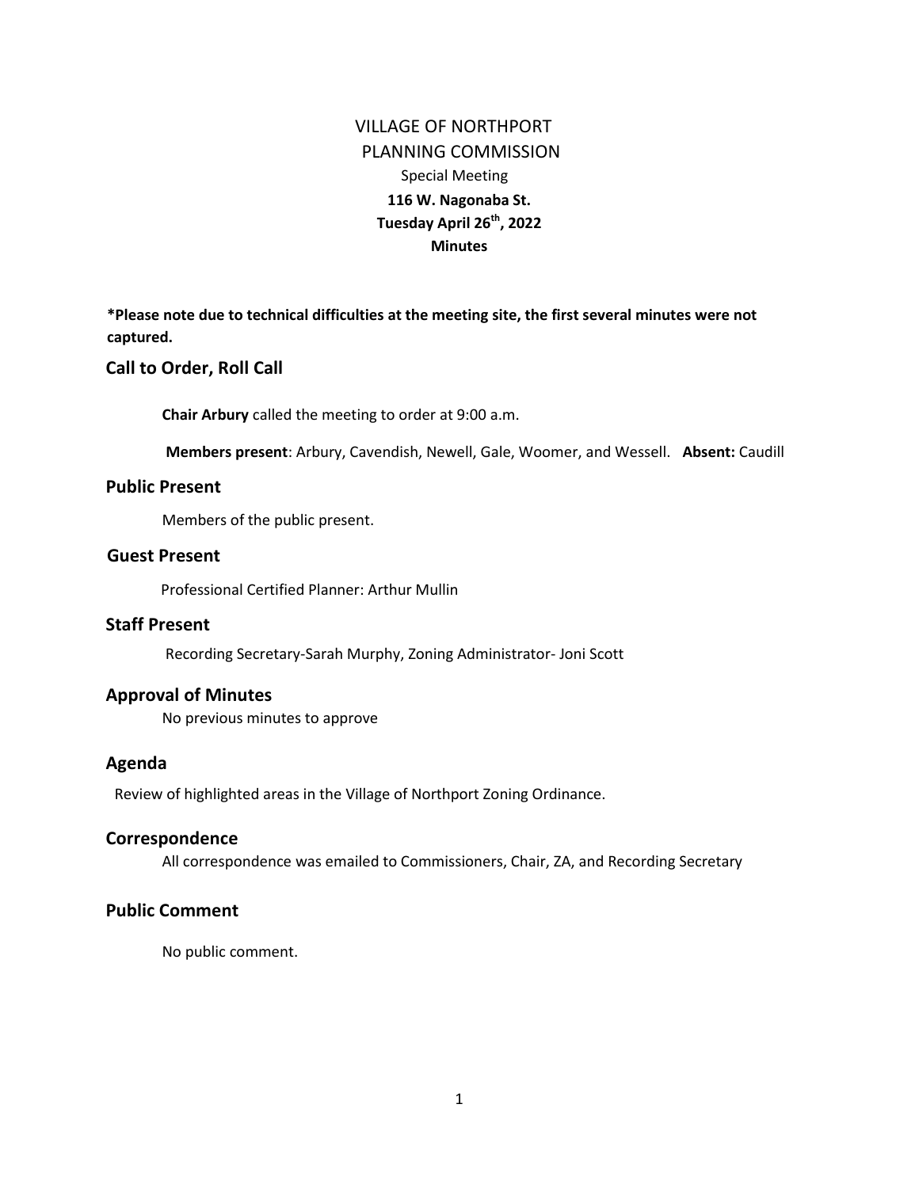# VILLAGE OF NORTHPORT
# PLANNING COMMISSION

Special Meeting
**116 W. Nagonaba St.**
**Tuesday April 26th, 2022**
**Minutes**

**\*Please note due to technical difficulties at the meeting site, the first several minutes were not captured.**

## Call to Order, Roll Call

**Chair Arbury** called the meeting to order at 9:00 a.m.

**Members present**: Arbury, Cavendish, Newell, Gale, Woomer, and Wessell. **Absent:** Caudill

## Public Present

Members of the public present.

## Guest Present

Professional Certified Planner: Arthur Mullin

## Staff Present

Recording Secretary-Sarah Murphy, Zoning Administrator- Joni Scott

## Approval of Minutes

No previous minutes to approve

## Agenda

Review of highlighted areas in the Village of Northport Zoning Ordinance.

## Correspondence

All correspondence was emailed to Commissioners, Chair, ZA, and Recording Secretary

## Public Comment

No public comment.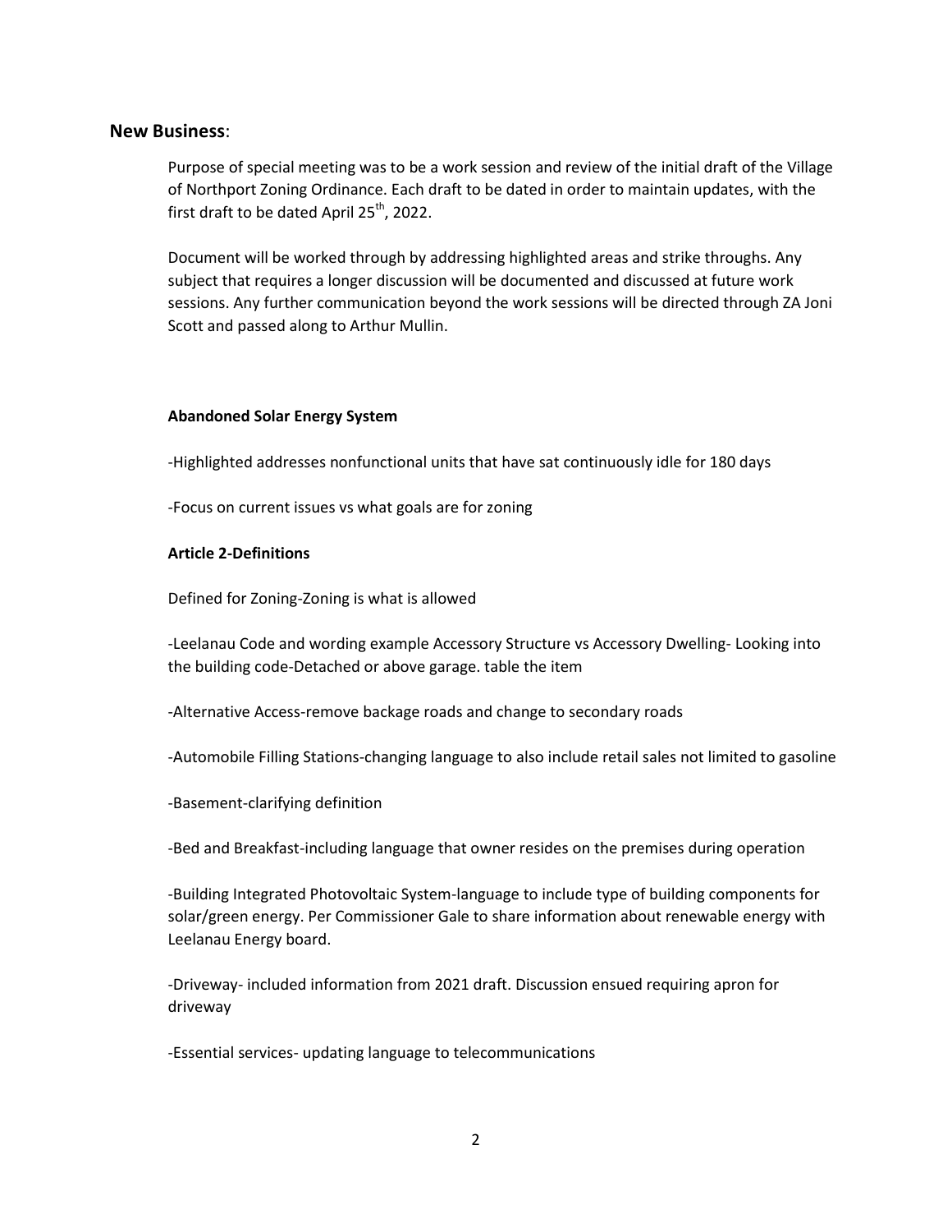## **New Business**:

Purpose of special meeting was to be a work session and review of the initial draft of the Village of Northport Zoning Ordinance. Each draft to be dated in order to maintain updates, with the first draft to be dated April 25th, 2022.

Document will be worked through by addressing highlighted areas and strike throughs. Any subject that requires a longer discussion will be documented and discussed at future work sessions. Any further communication beyond the work sessions will be directed through ZA Joni Scott and passed along to Arthur Mullin.

**Abandoned Solar Energy System**

-Highlighted addresses nonfunctional units that have sat continuously idle for 180 days

-Focus on current issues vs what goals are for zoning

**Article 2-Definitions**

Defined for Zoning-Zoning is what is allowed

-Leelanau Code and wording example Accessory Structure vs Accessory Dwelling- Looking into the building code-Detached or above garage. table the item

-Alternative Access-remove backage roads and change to secondary roads

-Automobile Filling Stations-changing language to also include retail sales not limited to gasoline

-Basement-clarifying definition

-Bed and Breakfast-including language that owner resides on the premises during operation

-Building Integrated Photovoltaic System-language to include type of building components for solar/green energy. Per Commissioner Gale to share information about renewable energy with Leelanau Energy board.

-Driveway- included information from 2021 draft. Discussion ensued requiring apron for driveway

-Essential services- updating language to telecommunications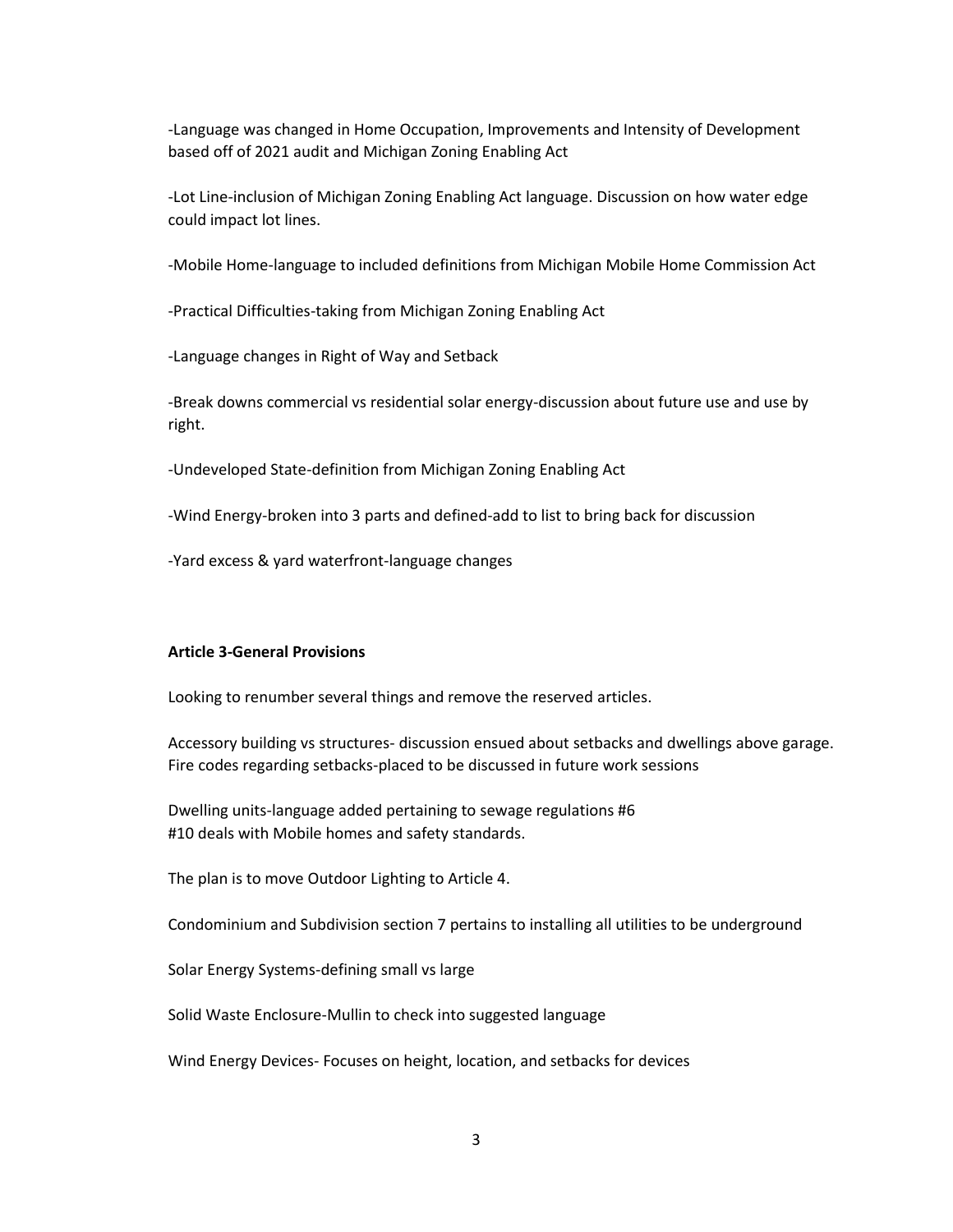-Language was changed in Home Occupation, Improvements and Intensity of Development based off of 2021 audit and Michigan Zoning Enabling Act

-Lot Line-inclusion of Michigan Zoning Enabling Act language. Discussion on how water edge could impact lot lines.

-Mobile Home-language to included definitions from Michigan Mobile Home Commission Act

-Practical Difficulties-taking from Michigan Zoning Enabling Act

-Language changes in Right of Way and Setback

-Break downs commercial vs residential solar energy-discussion about future use and use by right.

-Undeveloped State-definition from Michigan Zoning Enabling Act

-Wind Energy-broken into 3 parts and defined-add to list to bring back for discussion

-Yard excess & yard waterfront-language changes

**Article 3-General Provisions**

Looking to renumber several things and remove the reserved articles.

Accessory building vs structures- discussion ensued about setbacks and dwellings above garage. Fire codes regarding setbacks-placed to be discussed in future work sessions

Dwelling units-language added pertaining to sewage regulations #6
#10 deals with Mobile homes and safety standards.

The plan is to move Outdoor Lighting to Article 4.

Condominium and Subdivision section 7 pertains to installing all utilities to be underground

Solar Energy Systems-defining small vs large

Solid Waste Enclosure-Mullin to check into suggested language

Wind Energy Devices- Focuses on height, location, and setbacks for devices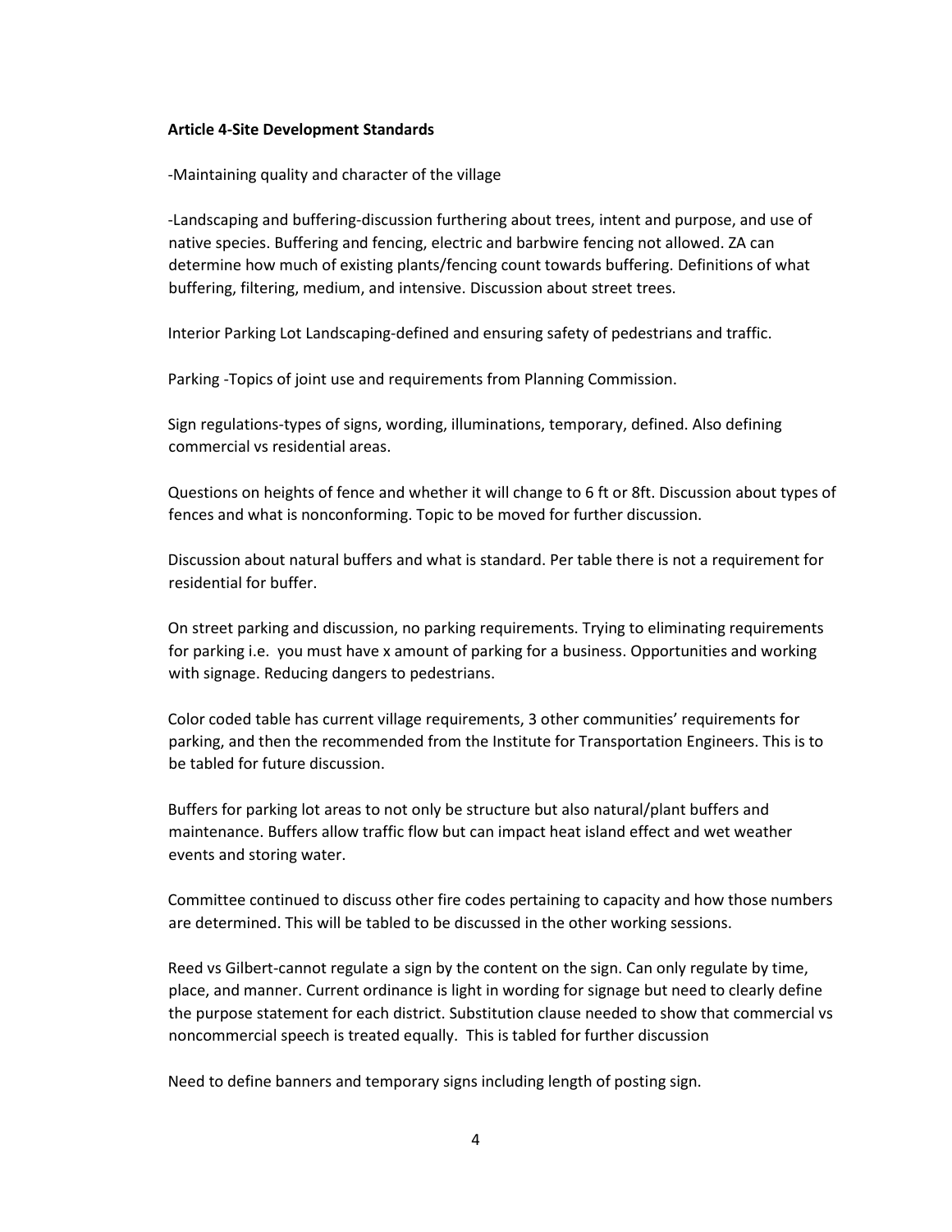**Article 4-Site Development Standards**

-Maintaining quality and character of the village

-Landscaping and buffering-discussion furthering about trees, intent and purpose, and use of native species. Buffering and fencing, electric and barbwire fencing not allowed. ZA can determine how much of existing plants/fencing count towards buffering. Definitions of what buffering, filtering, medium, and intensive. Discussion about street trees.

Interior Parking Lot Landscaping-defined and ensuring safety of pedestrians and traffic.

Parking -Topics of joint use and requirements from Planning Commission.

Sign regulations-types of signs, wording, illuminations, temporary, defined. Also defining commercial vs residential areas.

Questions on heights of fence and whether it will change to 6 ft or 8ft. Discussion about types of fences and what is nonconforming. Topic to be moved for further discussion.

Discussion about natural buffers and what is standard. Per table there is not a requirement for residential for buffer.

On street parking and discussion, no parking requirements. Trying to eliminating requirements for parking i.e. you must have x amount of parking for a business. Opportunities and working with signage. Reducing dangers to pedestrians.

Color coded table has current village requirements, 3 other communities' requirements for parking, and then the recommended from the Institute for Transportation Engineers. This is to be tabled for future discussion.

Buffers for parking lot areas to not only be structure but also natural/plant buffers and maintenance. Buffers allow traffic flow but can impact heat island effect and wet weather events and storing water.

Committee continued to discuss other fire codes pertaining to capacity and how those numbers are determined. This will be tabled to be discussed in the other working sessions.

Reed vs Gilbert-cannot regulate a sign by the content on the sign. Can only regulate by time, place, and manner. Current ordinance is light in wording for signage but need to clearly define the purpose statement for each district. Substitution clause needed to show that commercial vs noncommercial speech is treated equally. This is tabled for further discussion

Need to define banners and temporary signs including length of posting sign.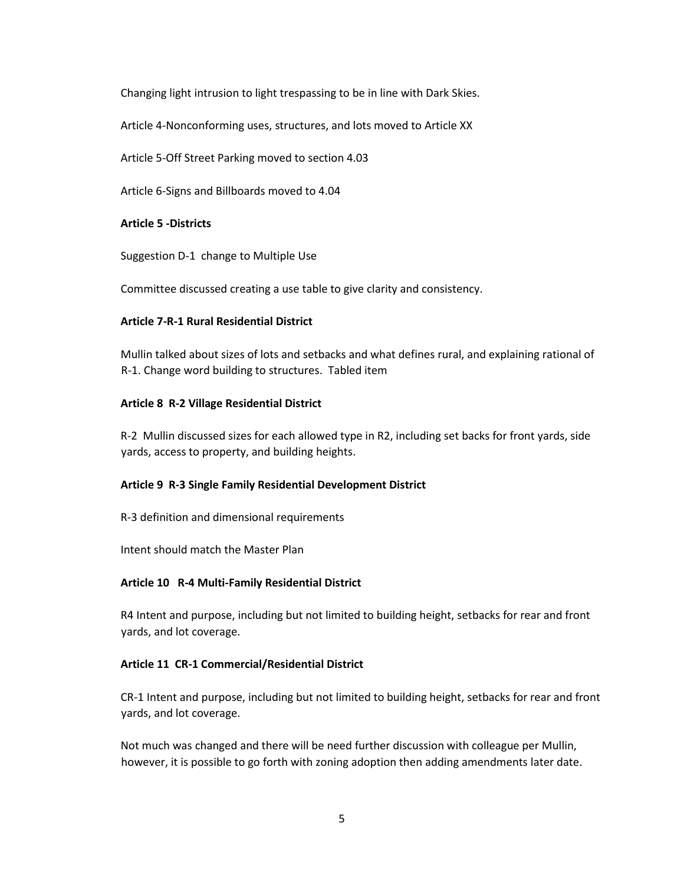Changing light intrusion to light trespassing to be in line with Dark Skies.

Article 4-Nonconforming uses, structures, and lots moved to Article XX

Article 5-Off Street Parking moved to section 4.03

Article 6-Signs and Billboards moved to 4.04

**Article 5 -Districts**

Suggestion D-1 change to Multiple Use

Committee discussed creating a use table to give clarity and consistency.

**Article 7-R-1 Rural Residential District**

Mullin talked about sizes of lots and setbacks and what defines rural, and explaining rational of R-1. Change word building to structures. Tabled item

**Article 8 R-2 Village Residential District**

R-2 Mullin discussed sizes for each allowed type in R2, including set backs for front yards, side yards, access to property, and building heights.

**Article 9 R-3 Single Family Residential Development District**

R-3 definition and dimensional requirements

Intent should match the Master Plan

**Article 10 R-4 Multi-Family Residential District**

R4 Intent and purpose, including but not limited to building height, setbacks for rear and front yards, and lot coverage.

**Article 11 CR-1 Commercial/Residential District**

CR-1 Intent and purpose, including but not limited to building height, setbacks for rear and front yards, and lot coverage.

Not much was changed and there will be need further discussion with colleague per Mullin, however, it is possible to go forth with zoning adoption then adding amendments later date.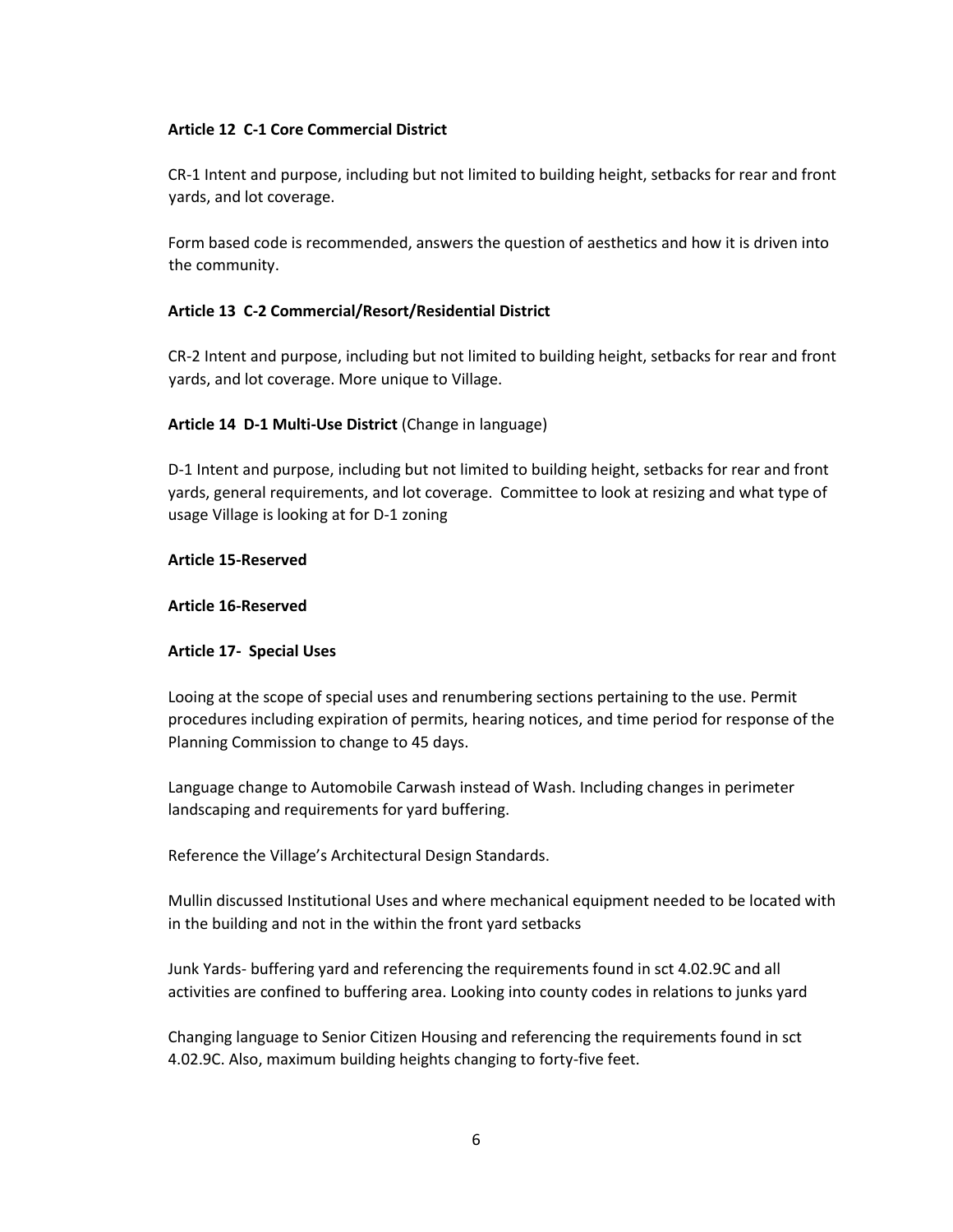**Article 12 C-1 Core Commercial District**

CR-1 Intent and purpose, including but not limited to building height, setbacks for rear and front yards, and lot coverage.

Form based code is recommended, answers the question of aesthetics and how it is driven into the community.

**Article 13 C-2 Commercial/Resort/Residential District**

CR-2 Intent and purpose, including but not limited to building height, setbacks for rear and front yards, and lot coverage. More unique to Village.

**Article 14 D-1 Multi-Use District** (Change in language)

D-1 Intent and purpose, including but not limited to building height, setbacks for rear and front yards, general requirements, and lot coverage. Committee to look at resizing and what type of usage Village is looking at for D-1 zoning

**Article 15-Reserved**

**Article 16-Reserved**

**Article 17- Special Uses**

Looing at the scope of special uses and renumbering sections pertaining to the use. Permit procedures including expiration of permits, hearing notices, and time period for response of the Planning Commission to change to 45 days.

Language change to Automobile Carwash instead of Wash. Including changes in perimeter landscaping and requirements for yard buffering.

Reference the Village's Architectural Design Standards.

Mullin discussed Institutional Uses and where mechanical equipment needed to be located with in the building and not in the within the front yard setbacks

Junk Yards- buffering yard and referencing the requirements found in sct 4.02.9C and all activities are confined to buffering area. Looking into county codes in relations to junks yard

Changing language to Senior Citizen Housing and referencing the requirements found in sct 4.02.9C. Also, maximum building heights changing to forty-five feet.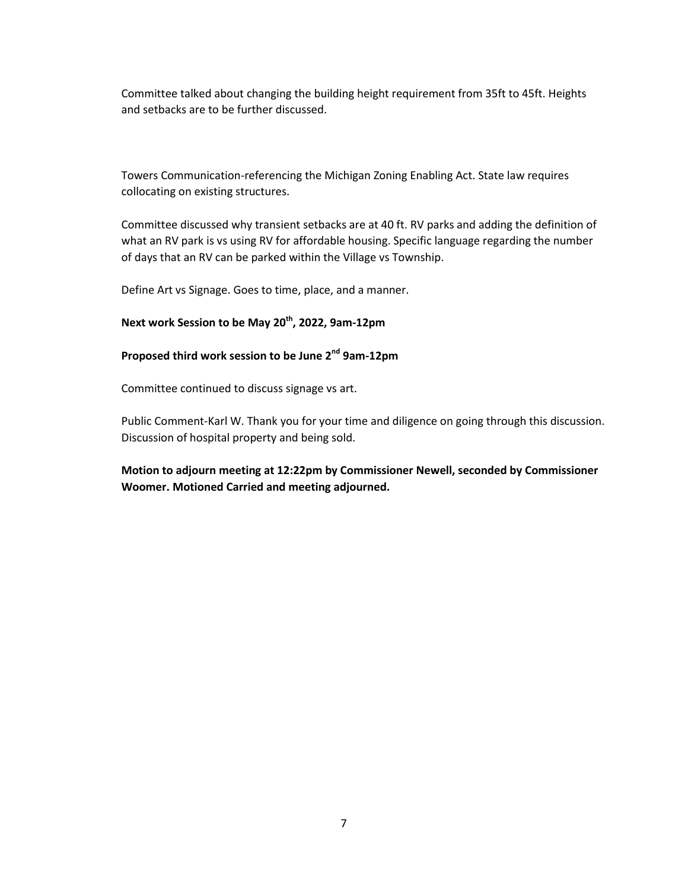Committee talked about changing the building height requirement from 35ft to 45ft. Heights and setbacks are to be further discussed.

Towers Communication-referencing the Michigan Zoning Enabling Act. State law requires collocating on existing structures.

Committee discussed why transient setbacks are at 40 ft. RV parks and adding the definition of what an RV park is vs using RV for affordable housing. Specific language regarding the number of days that an RV can be parked within the Village vs Township.

Define Art vs Signage. Goes to time, place, and a manner.

**Next work Session to be May 20th, 2022, 9am-12pm**

**Proposed third work session to be June 2nd 9am-12pm**

Committee continued to discuss signage vs art.

Public Comment-Karl W. Thank you for your time and diligence on going through this discussion. Discussion of hospital property and being sold.

**Motion to adjourn meeting at 12:22pm by Commissioner Newell, seconded by Commissioner Woomer. Motioned Carried and meeting adjourned.**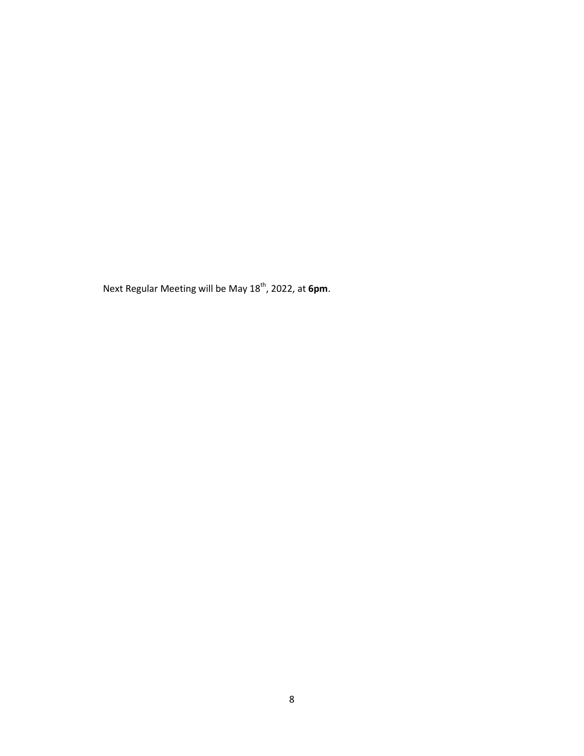Next Regular Meeting will be May 18th, 2022, at **6pm**.